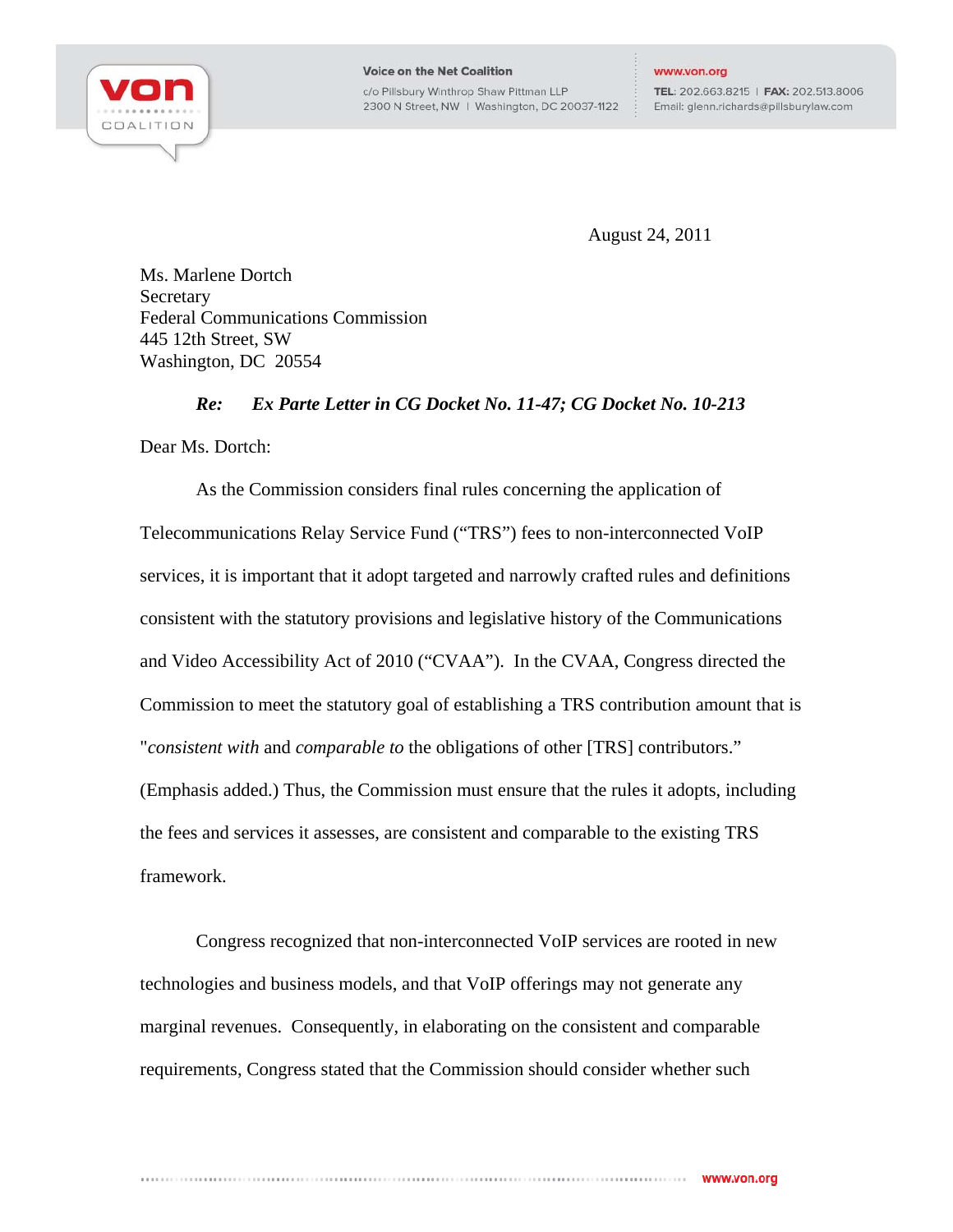Voice on the Net Coalition
c/o Pillsbury Winthrop Shaw Pittman LLP
2300 N Street, NW | Washington, DC 20037-1122

www.von.org
TEL: 202.663.8215 | FAX: 202.513.8006
Email: glenn.richards@pillsburylaw.com

August 24, 2011

Ms. Marlene Dortch
Secretary
Federal Communications Commission
445 12th Street, SW
Washington, DC 20554

***Re: Ex Parte Letter in CG Docket No. 11-47; CG Docket No. 10-213***

Dear Ms. Dortch:

As the Commission considers final rules concerning the application of Telecommunications Relay Service Fund ("TRS") fees to non-interconnected VoIP services, it is important that it adopt targeted and narrowly crafted rules and definitions consistent with the statutory provisions and legislative history of the Communications and Video Accessibility Act of 2010 ("CVAA"). In the CVAA, Congress directed the Commission to meet the statutory goal of establishing a TRS contribution amount that is "*consistent with* and *comparable to* the obligations of other [TRS] contributors." (Emphasis added.) Thus, the Commission must ensure that the rules it adopts, including the fees and services it assesses, are consistent and comparable to the existing TRS framework.

Congress recognized that non-interconnected VoIP services are rooted in new technologies and business models, and that VoIP offerings may not generate any marginal revenues. Consequently, in elaborating on the consistent and comparable requirements, Congress stated that the Commission should consider whether such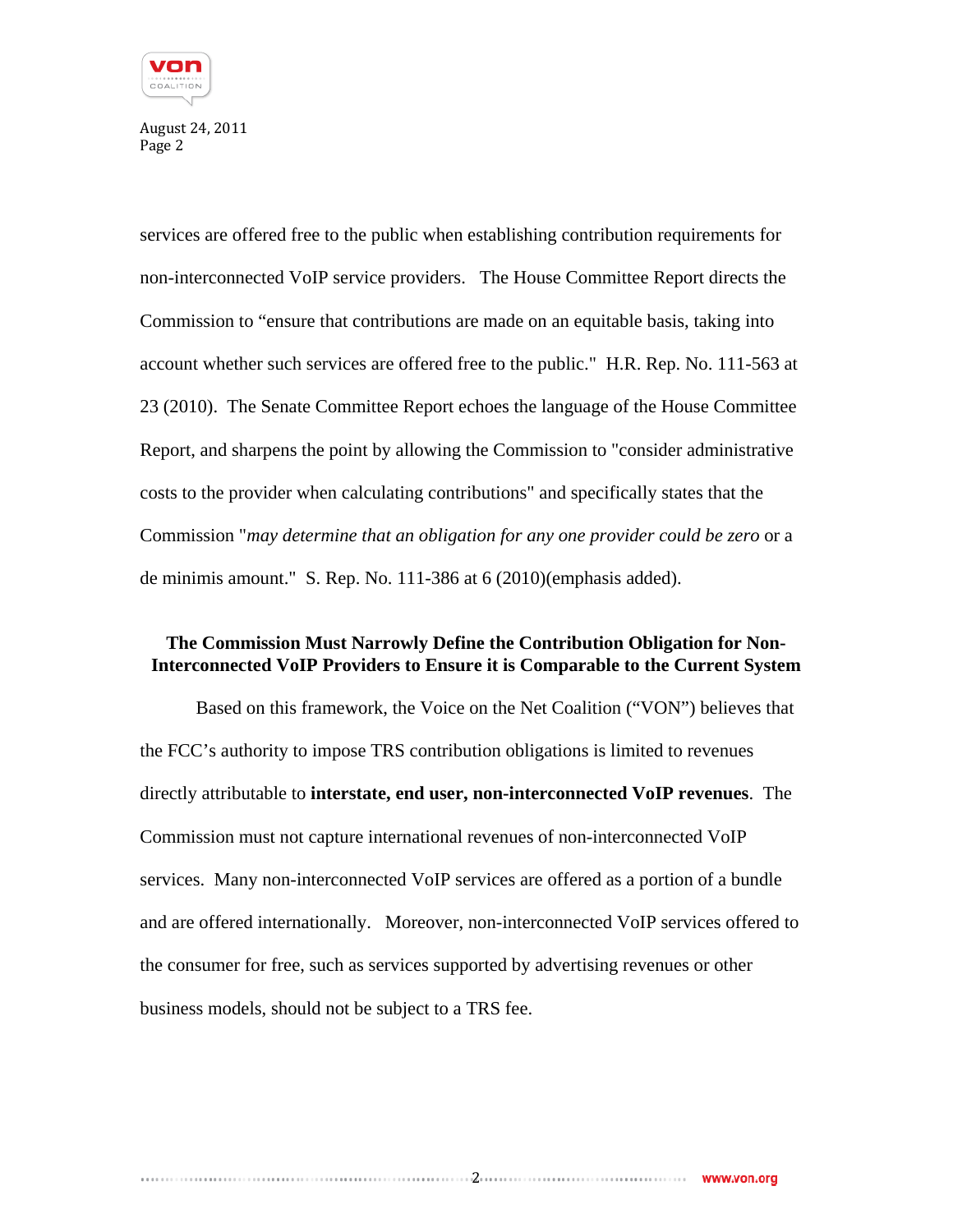services are offered free to the public when establishing contribution requirements for non-interconnected VoIP service providers. The House Committee Report directs the Commission to "ensure that contributions are made on an equitable basis, taking into account whether such services are offered free to the public." H.R. Rep. No. 111-563 at 23 (2010). The Senate Committee Report echoes the language of the House Committee Report, and sharpens the point by allowing the Commission to "consider administrative costs to the provider when calculating contributions" and specifically states that the Commission "*may determine that an obligation for any one provider could be zero* or a de minimis amount." S. Rep. No. 111-386 at 6 (2010)(emphasis added).

**The Commission Must Narrowly Define the Contribution Obligation for Non-Interconnected VoIP Providers to Ensure it is Comparable to the Current System**

Based on this framework, the Voice on the Net Coalition ("VON") believes that the FCC's authority to impose TRS contribution obligations is limited to revenues directly attributable to **interstate, end user, non-interconnected VoIP revenues**. The Commission must not capture international revenues of non-interconnected VoIP services. Many non-interconnected VoIP services are offered as a portion of a bundle and are offered internationally. Moreover, non-interconnected VoIP services offered to the consumer for free, such as services supported by advertising revenues or other business models, should not be subject to a TRS fee.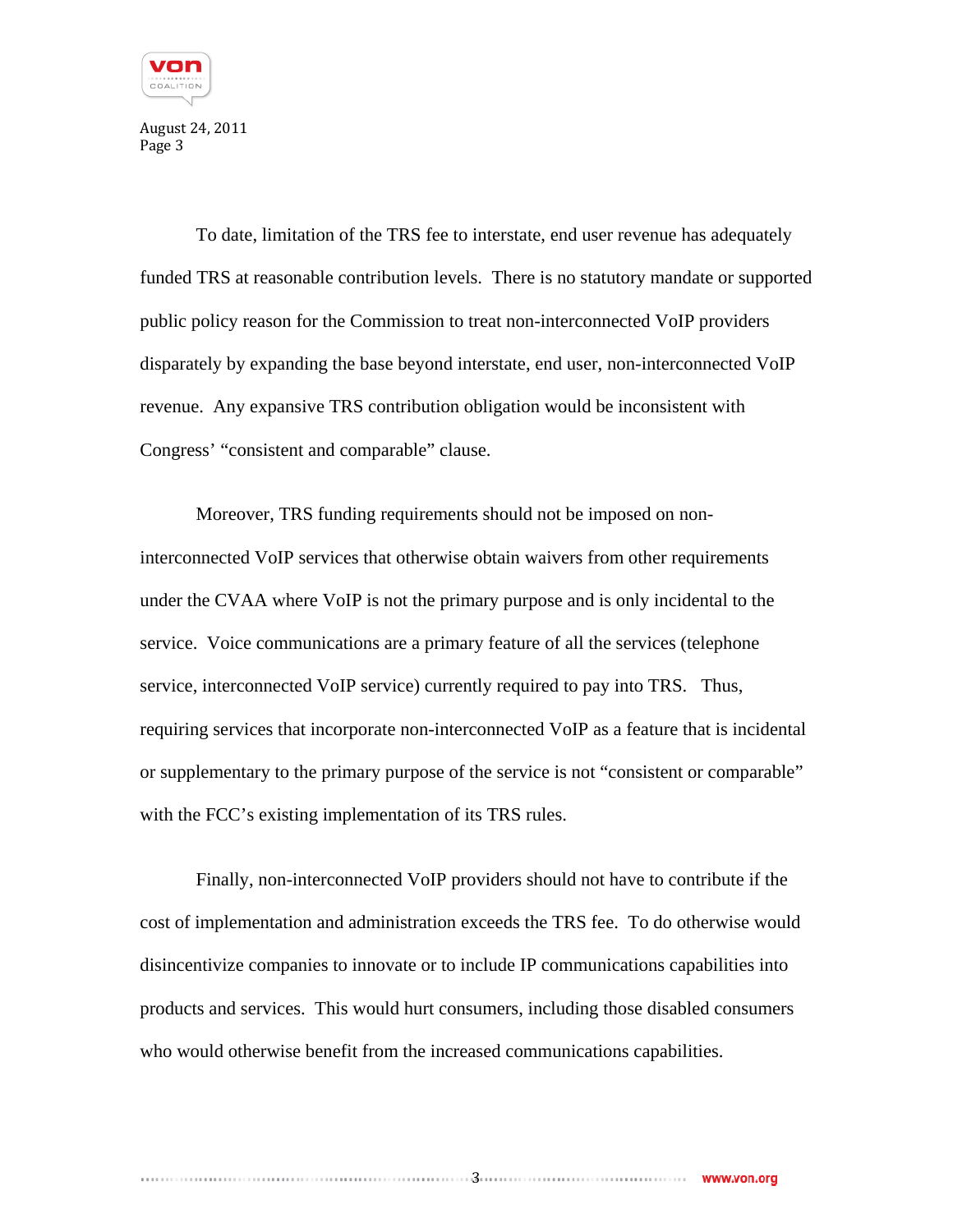To date, limitation of the TRS fee to interstate, end user revenue has adequately funded TRS at reasonable contribution levels. There is no statutory mandate or supported public policy reason for the Commission to treat non-interconnected VoIP providers disparately by expanding the base beyond interstate, end user, non-interconnected VoIP revenue. Any expansive TRS contribution obligation would be inconsistent with Congress' "consistent and comparable" clause.

Moreover, TRS funding requirements should not be imposed on non-interconnected VoIP services that otherwise obtain waivers from other requirements under the CVAA where VoIP is not the primary purpose and is only incidental to the service. Voice communications are a primary feature of all the services (telephone service, interconnected VoIP service) currently required to pay into TRS. Thus, requiring services that incorporate non-interconnected VoIP as a feature that is incidental or supplementary to the primary purpose of the service is not "consistent or comparable" with the FCC's existing implementation of its TRS rules.

Finally, non-interconnected VoIP providers should not have to contribute if the cost of implementation and administration exceeds the TRS fee. To do otherwise would disincentivize companies to innovate or to include IP communications capabilities into products and services. This would hurt consumers, including those disabled consumers who would otherwise benefit from the increased communications capabilities.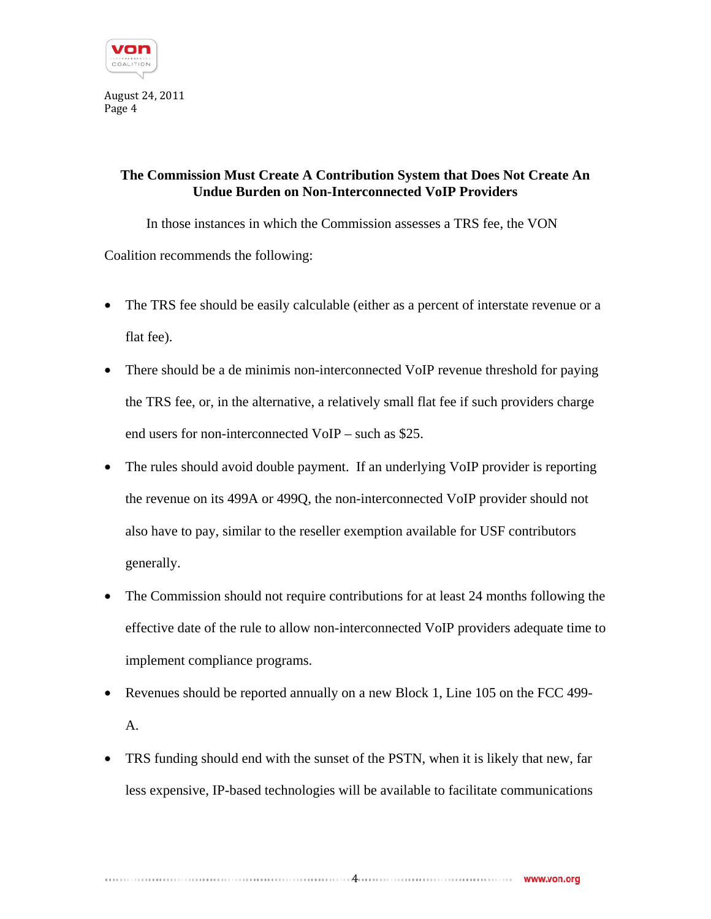## The Commission Must Create A Contribution System that Does Not Create An Undue Burden on Non-Interconnected VoIP Providers

In those instances in which the Commission assesses a TRS fee, the VON Coalition recommends the following:

- The TRS fee should be easily calculable (either as a percent of interstate revenue or a flat fee).
- There should be a de minimis non-interconnected VoIP revenue threshold for paying the TRS fee, or, in the alternative, a relatively small flat fee if such providers charge end users for non-interconnected VoIP – such as $25.
- The rules should avoid double payment. If an underlying VoIP provider is reporting the revenue on its 499A or 499Q, the non-interconnected VoIP provider should not also have to pay, similar to the reseller exemption available for USF contributors generally.
- The Commission should not require contributions for at least 24 months following the effective date of the rule to allow non-interconnected VoIP providers adequate time to implement compliance programs.
- Revenues should be reported annually on a new Block 1, Line 105 on the FCC 499-A.
- TRS funding should end with the sunset of the PSTN, when it is likely that new, far less expensive, IP-based technologies will be available to facilitate communications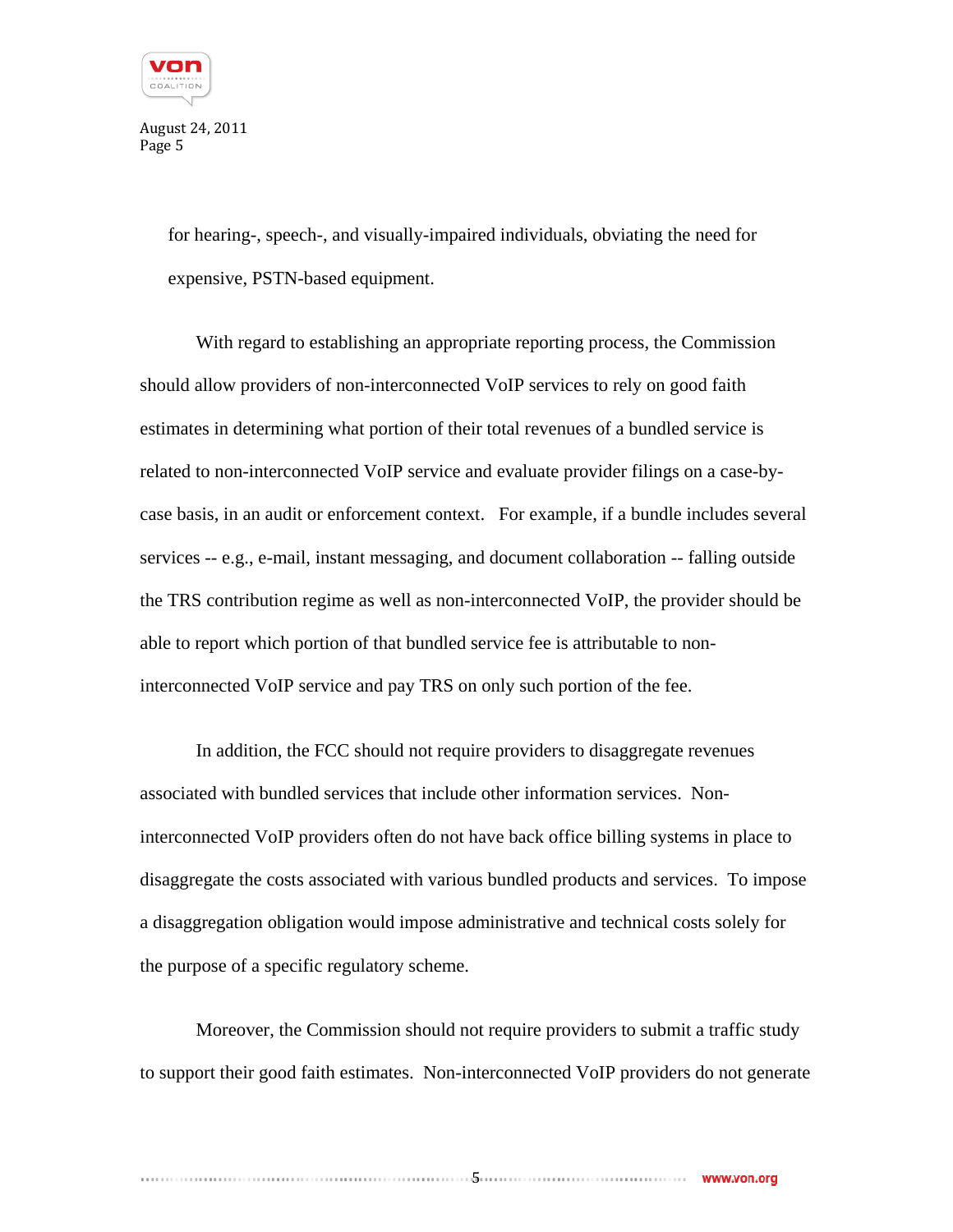for hearing-, speech-, and visually-impaired individuals, obviating the need for expensive, PSTN-based equipment.

With regard to establishing an appropriate reporting process, the Commission should allow providers of non-interconnected VoIP services to rely on good faith estimates in determining what portion of their total revenues of a bundled service is related to non-interconnected VoIP service and evaluate provider filings on a case-by-case basis, in an audit or enforcement context. For example, if a bundle includes several services -- e.g., e-mail, instant messaging, and document collaboration -- falling outside the TRS contribution regime as well as non-interconnected VoIP, the provider should be able to report which portion of that bundled service fee is attributable to non-interconnected VoIP service and pay TRS on only such portion of the fee.

In addition, the FCC should not require providers to disaggregate revenues associated with bundled services that include other information services. Non-interconnected VoIP providers often do not have back office billing systems in place to disaggregate the costs associated with various bundled products and services. To impose a disaggregation obligation would impose administrative and technical costs solely for the purpose of a specific regulatory scheme.

Moreover, the Commission should not require providers to submit a traffic study to support their good faith estimates. Non-interconnected VoIP providers do not generate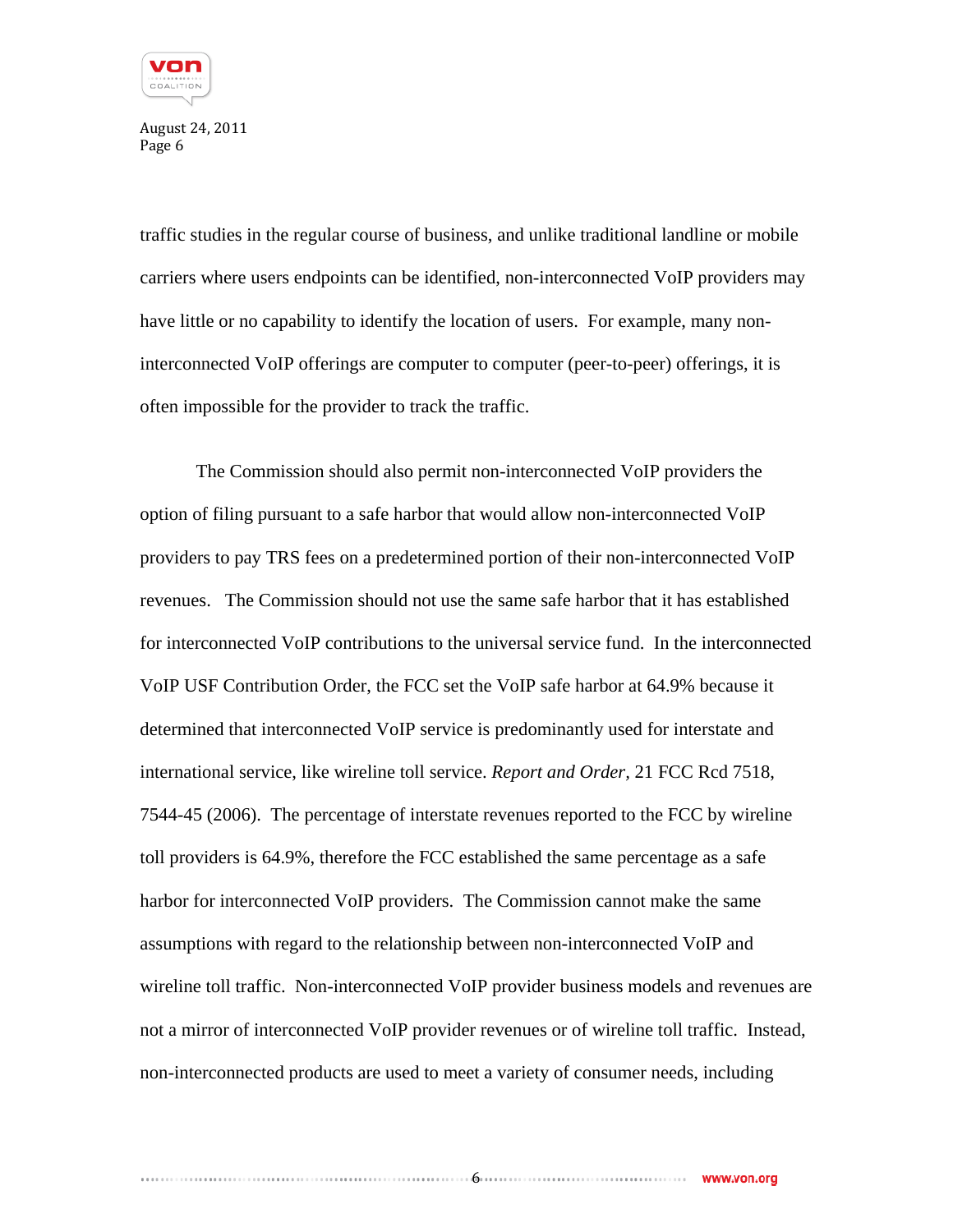traffic studies in the regular course of business, and unlike traditional landline or mobile carriers where users endpoints can be identified, non-interconnected VoIP providers may have little or no capability to identify the location of users. For example, many non-interconnected VoIP offerings are computer to computer (peer-to-peer) offerings, it is often impossible for the provider to track the traffic.

The Commission should also permit non-interconnected VoIP providers the option of filing pursuant to a safe harbor that would allow non-interconnected VoIP providers to pay TRS fees on a predetermined portion of their non-interconnected VoIP revenues. The Commission should not use the same safe harbor that it has established for interconnected VoIP contributions to the universal service fund. In the interconnected VoIP USF Contribution Order, the FCC set the VoIP safe harbor at 64.9% because it determined that interconnected VoIP service is predominantly used for interstate and international service, like wireline toll service. *Report and Order*, 21 FCC Rcd 7518, 7544-45 (2006). The percentage of interstate revenues reported to the FCC by wireline toll providers is 64.9%, therefore the FCC established the same percentage as a safe harbor for interconnected VoIP providers. The Commission cannot make the same assumptions with regard to the relationship between non-interconnected VoIP and wireline toll traffic. Non-interconnected VoIP provider business models and revenues are not a mirror of interconnected VoIP provider revenues or of wireline toll traffic. Instead, non-interconnected products are used to meet a variety of consumer needs, including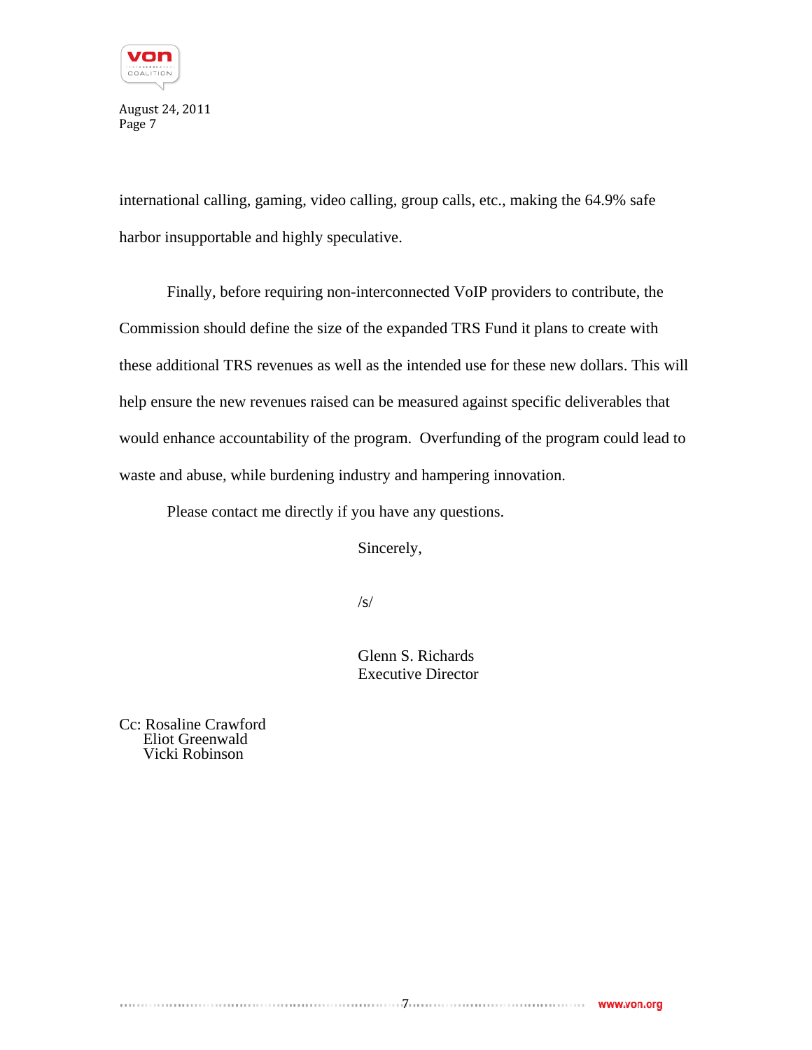international calling, gaming, video calling, group calls, etc., making the 64.9% safe harbor insupportable and highly speculative.

Finally, before requiring non-interconnected VoIP providers to contribute, the Commission should define the size of the expanded TRS Fund it plans to create with these additional TRS revenues as well as the intended use for these new dollars. This will help ensure the new revenues raised can be measured against specific deliverables that would enhance accountability of the program. Overfunding of the program could lead to waste and abuse, while burdening industry and hampering innovation.

Please contact me directly if you have any questions.

Sincerely,

/s/

Glenn S. Richards
Executive Director

Cc: Rosaline Crawford
Eliot Greenwald
Vicki Robinson